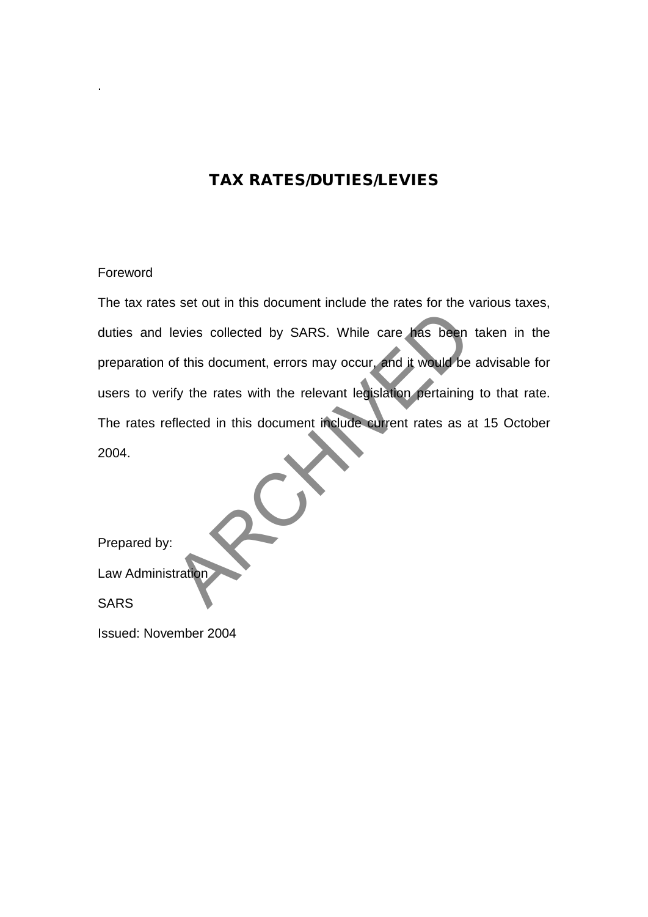.

# TAX RATES/DUTIES/LEVIES

Foreword

The tax rates set out in this document include the rates for the various taxes, duties and levies collected by SARS. While care has been taken in the preparation of this document, errors may occur, and it would be advisable for users to verify the rates with the relevant legislation pertaining to that rate. The rates reflected in this document include current rates as at 15 October 2004.

Prepared by:

Law Administration

SARS

Issued: November 2004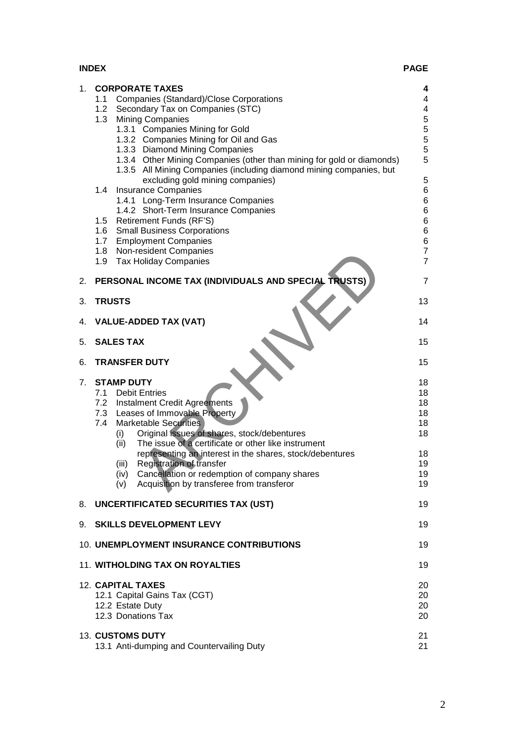| INDEX | | PAGE |
|---|---|---|
| 1. | **CORPORATE TAXES** | **4** |
| | 1.1 Companies (Standard)/Close Corporations | 4 |
| | 1.2 Secondary Tax on Companies (STC) | 4 |
| | 1.3 Mining Companies | 5 |
| | 1.3.1 Companies Mining for Gold | 5 |
| | 1.3.2 Companies Mining for Oil and Gas | 5 |
| | 1.3.3 Diamond Mining Companies | 5 |
| | 1.3.4 Other Mining Companies (other than mining for gold or diamonds) | 5 |
| | 1.3.5 All Mining Companies (including diamond mining companies, but excluding gold mining companies) | 5 |
| | 1.4 Insurance Companies | 6 |
| | 1.4.1 Long-Term Insurance Companies | 6 |
| | 1.4.2 Short-Term Insurance Companies | 6 |
| | 1.5 Retirement Funds (RF'S) | 6 |
| | 1.6 Small Business Corporations | 6 |
| | 1.7 Employment Companies | 6 |
| | 1.8 Non-resident Companies | 7 |
| | 1.9 Tax Holiday Companies | 7 |
| 2. | **PERSONAL INCOME TAX (INDIVIDUALS AND SPECIAL TRUSTS)** | 7 |
| 3. | **TRUSTS** | 13 |
| 4. | **VALUE-ADDED TAX (VAT)** | 14 |
| 5. | **SALES TAX** | 15 |
| 6. | **TRANSFER DUTY** | 15 |
| 7. | **STAMP DUTY** | 18 |
| | 7.1 Debit Entries | 18 |
| | 7.2 Instalment Credit Agreements | 18 |
| | 7.3 Leases of Immovable Property | 18 |
| | 7.4 Marketable Securities | 18 |
| | (i) Original issues of shares, stock/debentures | 18 |
| | (ii) The issue of a certificate or other like instrument representing an interest in the shares, stock/debentures | 18 |
| | (iii) Registration of transfer | 19 |
| | (iv) Cancellation or redemption of company shares | 19 |
| | (v) Acquisition by transferee from transferor | 19 |
| 8. | **UNCERTIFICATED SECURITIES TAX (UST)** | 19 |
| 9. | **SKILLS DEVELOPMENT LEVY** | 19 |
| 10. | **UNEMPLOYMENT INSURANCE CONTRIBUTIONS** | 19 |
| 11. | **WITHOLDING TAX ON ROYALTIES** | 19 |
| 12. | **CAPITAL TAXES** | 20 |
| | 12.1 Capital Gains Tax (CGT) | 20 |
| | 12.2 Estate Duty | 20 |
| | 12.3 Donations Tax | 20 |
| 13. | **CUSTOMS DUTY** | 21 |
| | 13.1 Anti-dumping and Countervailing Duty | 21 |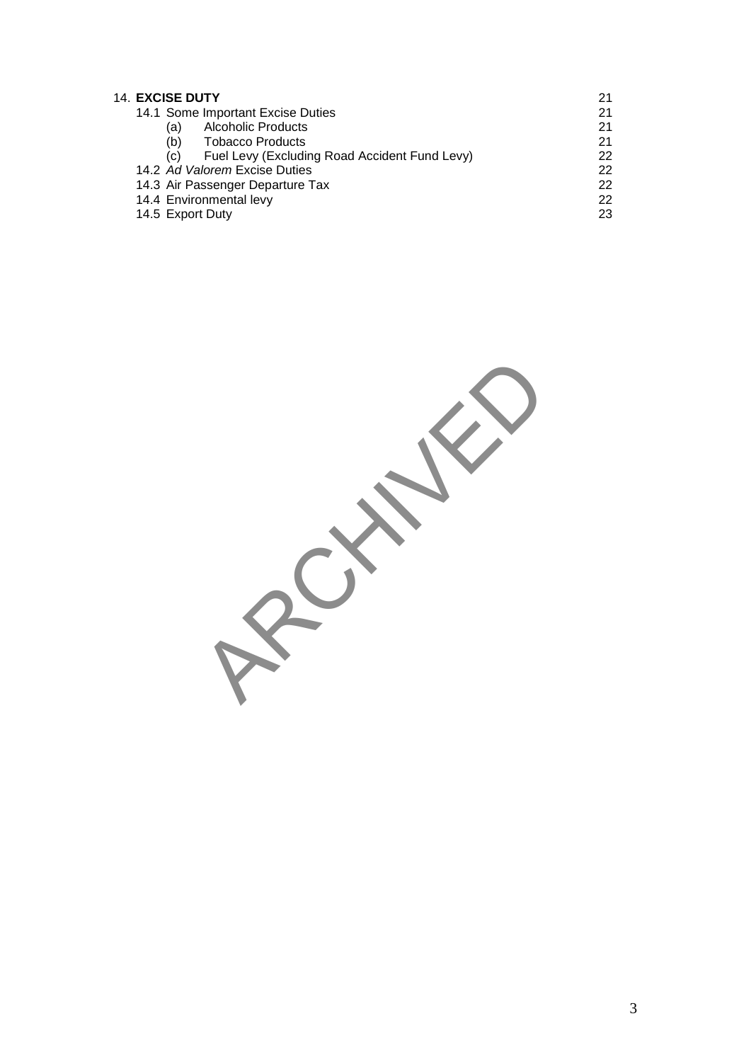| | |
|---|---|
| 14. **EXCISE DUTY** | 21 |
| 14.1 Some Important Excise Duties | 21 |
| (a) Alcoholic Products | 21 |
| (b) Tobacco Products | 21 |
| (c) Fuel Levy (Excluding Road Accident Fund Levy) | 22 |
| 14.2 *Ad Valorem* Excise Duties | 22 |
| 14.3 Air Passenger Departure Tax | 22 |
| 14.4 Environmental levy | 22 |
| 14.5 Export Duty | 23 |

ARCHIVED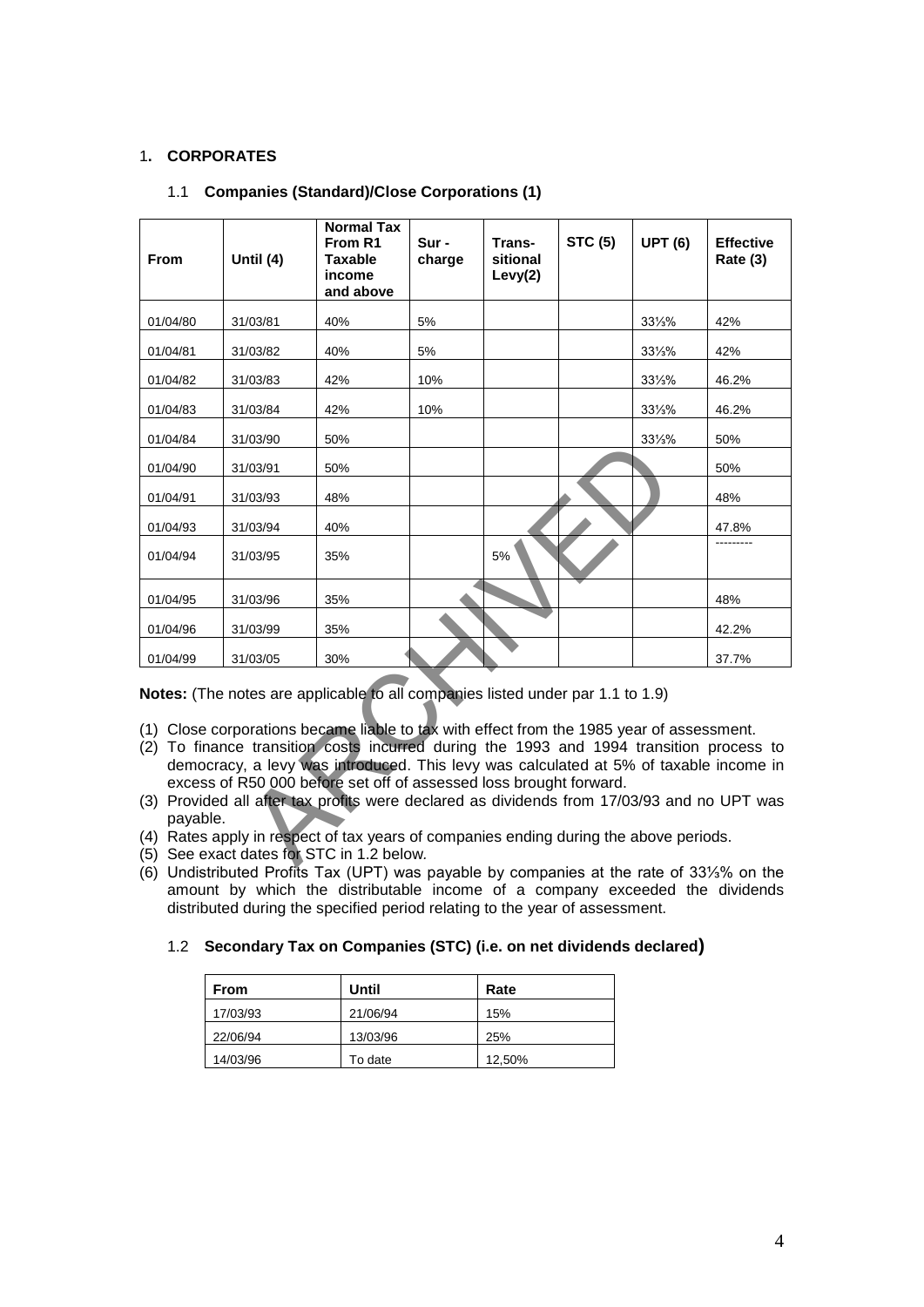## 1. CORPORATES

### 1.1 Companies (Standard)/Close Corporations (1)

| From | Until (4) | Normal Tax From R1 Taxable income and above | Sur - charge | Trans-sitional Levy(2) | STC (5) | UPT (6) | Effective Rate (3) |
|---|---|---|---|---|---|---|---|
| 01/04/80 | 31/03/81 | 40% | 5% | | | 33⅓% | 42% |
| 01/04/81 | 31/03/82 | 40% | 5% | | | 33⅓% | 42% |
| 01/04/82 | 31/03/83 | 42% | 10% | | | 33⅓% | 46.2% |
| 01/04/83 | 31/03/84 | 42% | 10% | | | 33⅓% | 46.2% |
| 01/04/84 | 31/03/90 | 50% | | | | 33⅓% | 50% |
| 01/04/90 | 31/03/91 | 50% | | | | | 50% |
| 01/04/91 | 31/03/93 | 48% | | | | | 48% |
| 01/04/93 | 31/03/94 | 40% | | | | | 47.8% |
| 01/04/94 | 31/03/95 | 35% | | 5% | | | --------- |
| 01/04/95 | 31/03/96 | 35% | | | | | 48% |
| 01/04/96 | 31/03/99 | 35% | | | | | 42.2% |
| 01/04/99 | 31/03/05 | 30% | | | | | 37.7% |

**Notes:** (The notes are applicable to all companies listed under par 1.1 to 1.9)

(1) Close corporations became liable to tax with effect from the 1985 year of assessment.
(2) To finance transition costs incurred during the 1993 and 1994 transition process to democracy, a levy was introduced. This levy was calculated at 5% of taxable income in excess of R50 000 before set off of assessed loss brought forward.
(3) Provided all after tax profits were declared as dividends from 17/03/93 and no UPT was payable.
(4) Rates apply in respect of tax years of companies ending during the above periods.
(5) See exact dates for STC in 1.2 below.
(6) Undistributed Profits Tax (UPT) was payable by companies at the rate of 33⅓% on the amount by which the distributable income of a company exceeded the dividends distributed during the specified period relating to the year of assessment.

### 1.2 Secondary Tax on Companies (STC) (i.e. on net dividends declared)

| From | Until | Rate |
|---|---|---|
| 17/03/93 | 21/06/94 | 15% |
| 22/06/94 | 13/03/96 | 25% |
| 14/03/96 | To date | 12,50% |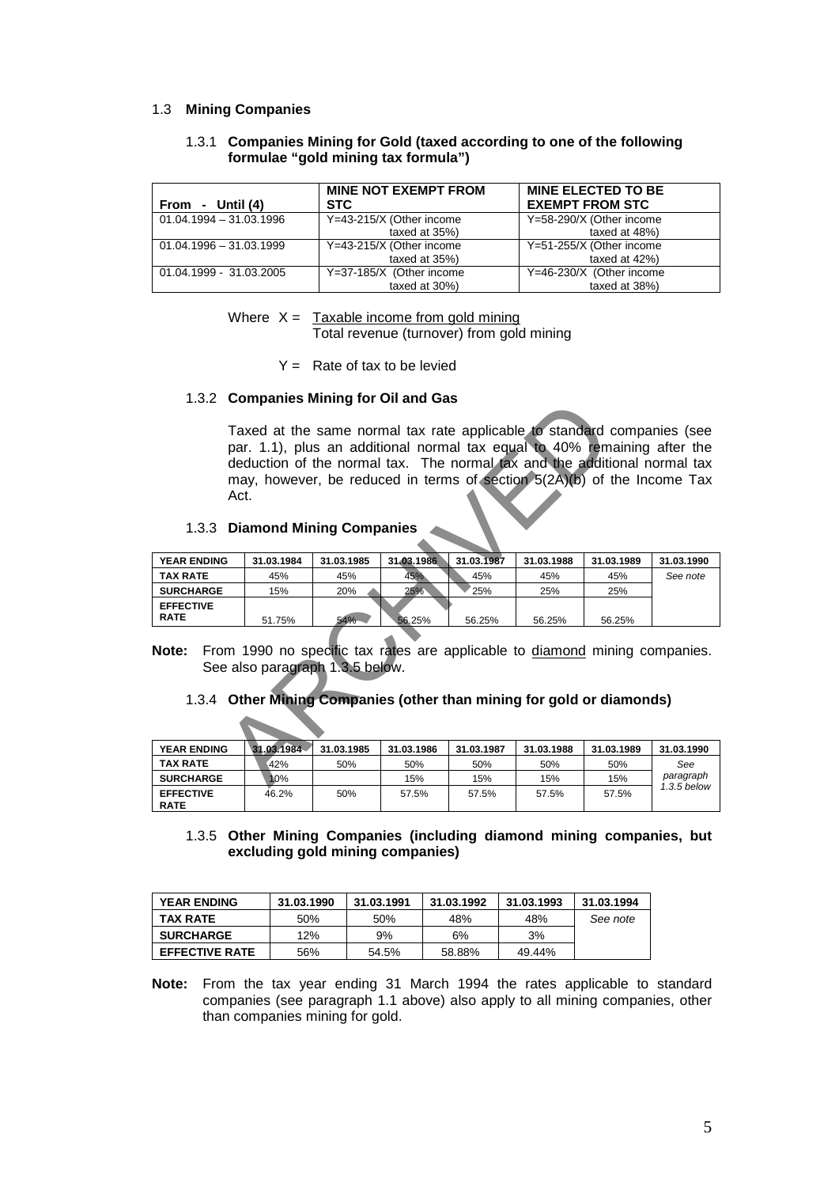## 1.3 **Mining Companies**

### 1.3.1 **Companies Mining for Gold (taxed according to one of the following formulae "gold mining tax formula")**

| From - Until (4) | MINE NOT EXEMPT FROM STC | MINE ELECTED TO BE EXEMPT FROM STC |
|---|---|---|
| 01.04.1994 – 31.03.1996 | Y=43-215/X (Other income taxed at 35%) | Y=58-290/X (Other income taxed at 48%) |
| 01.04.1996 – 31.03.1999 | Y=43-215/X (Other income taxed at 35%) | Y=51-255/X (Other income taxed at 42%) |
| 01.04.1999 - 31.03.2005 | Y=37-185/X (Other income taxed at 30%) | Y=46-230/X (Other income taxed at 38%) |

Where $X = \dfrac{\text{Taxable income from gold mining}}{\text{Total revenue (turnover) from gold mining}}$

$Y =$ Rate of tax to be levied

### 1.3.2 **Companies Mining for Oil and Gas**

Taxed at the same normal tax rate applicable to standard companies (see par. 1.1), plus an additional normal tax equal to 40% remaining after the deduction of the normal tax. The normal tax and the additional normal tax may, however, be reduced in terms of section 5(2A)(b) of the Income Tax Act.

### 1.3.3 **Diamond Mining Companies**

| YEAR ENDING | 31.03.1984 | 31.03.1985 | 31.03.1986 | 31.03.1987 | 31.03.1988 | 31.03.1989 | 31.03.1990 |
|---|---|---|---|---|---|---|---|
| TAX RATE | 45% | 45% | 45% | 45% | 45% | 45% | *See note* |
| SURCHARGE | 15% | 20% | 25% | 25% | 25% | 25% | |
| EFFECTIVE RATE | 51.75% | 54% | 56.25% | 56.25% | 56.25% | 56.25% | |

**Note:** From 1990 no specific tax rates are applicable to diamond mining companies. See also paragraph 1.3.5 below.

### 1.3.4 **Other Mining Companies (other than mining for gold or diamonds)**

| YEAR ENDING | 31.03.1984 | 31.03.1985 | 31.03.1986 | 31.03.1987 | 31.03.1988 | 31.03.1989 | 31.03.1990 |
|---|---|---|---|---|---|---|---|
| TAX RATE | 42% | 50% | 50% | 50% | 50% | 50% | *See paragraph 1.3.5 below* |
| SURCHARGE | 10% | | 15% | 15% | 15% | 15% | |
| EFFECTIVE RATE | 46.2% | 50% | 57.5% | 57.5% | 57.5% | 57.5% | |

### 1.3.5 **Other Mining Companies (including diamond mining companies, but excluding gold mining companies)**

| YEAR ENDING | 31.03.1990 | 31.03.1991 | 31.03.1992 | 31.03.1993 | 31.03.1994 |
|---|---|---|---|---|---|
| TAX RATE | 50% | 50% | 48% | 48% | *See note* |
| SURCHARGE | 12% | 9% | 6% | 3% | |
| EFFECTIVE RATE | 56% | 54.5% | 58.88% | 49.44% | |

**Note:** From the tax year ending 31 March 1994 the rates applicable to standard companies (see paragraph 1.1 above) also apply to all mining companies, other than companies mining for gold.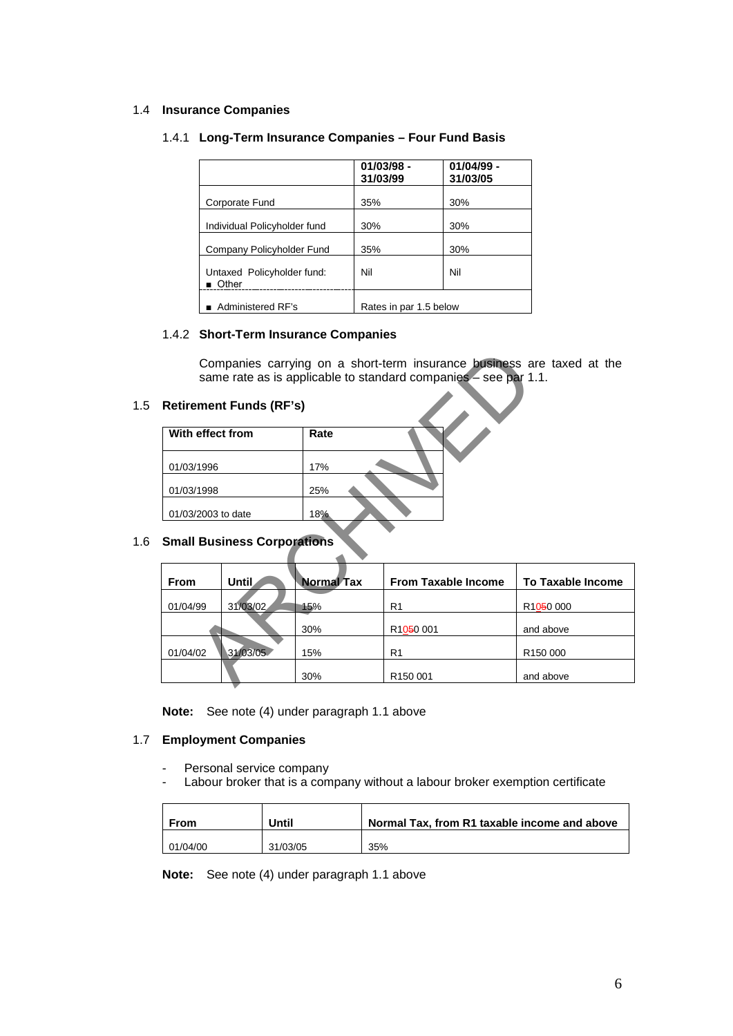## 1.4 Insurance Companies

### 1.4.1 Long-Term Insurance Companies – Four Fund Basis

| | 01/03/98 - 31/03/99 | 01/04/99 - 31/03/05 |
|---|---|---|
| Corporate Fund | 35% | 30% |
| Individual Policyholder fund | 30% | 30% |
| Company Policyholder Fund | 35% | 30% |
| Untaxed Policyholder fund: ■ Other | Nil | Nil |
| ■ Administered RF's | Rates in par 1.5 below | |

### 1.4.2 Short-Term Insurance Companies

Companies carrying on a short-term insurance business are taxed at the same rate as is applicable to standard companies – see par 1.1.

## 1.5 Retirement Funds (RF's)

| With effect from | Rate |
|---|---|
| 01/03/1996 | 17% |
| 01/03/1998 | 25% |
| 01/03/2003 to date | 18% |

## 1.6 Small Business Corporations

| From | Until | Normal Tax | From Taxable Income | To Taxable Income |
|---|---|---|---|---|
| 01/04/99 | 31/03/02 | 15% | R1 | R1050 000 |
| | | 30% | R1050 001 | and above |
| 01/04/02 | 31/03/05 | 15% | R1 | R150 000 |
| | | 30% | R150 001 | and above |

**Note:** See note (4) under paragraph 1.1 above

## 1.7 Employment Companies

- Personal service company
- Labour broker that is a company without a labour broker exemption certificate

| From | Until | Normal Tax, from R1 taxable income and above |
|---|---|---|
| 01/04/00 | 31/03/05 | 35% |

**Note:** See note (4) under paragraph 1.1 above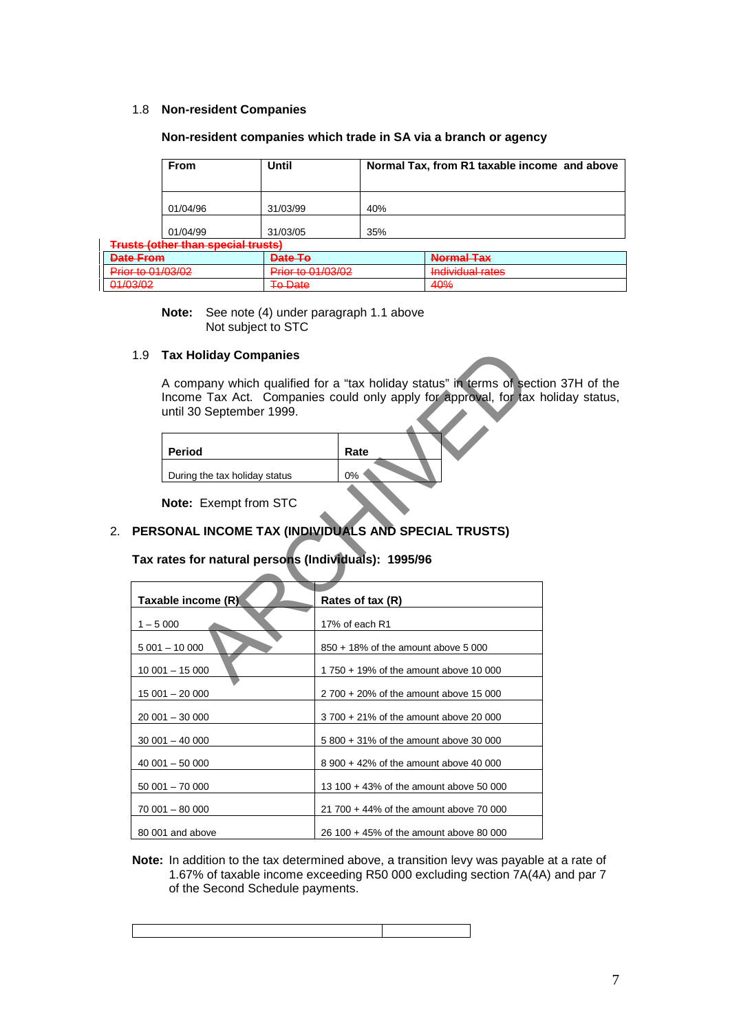### 1.8 Non-resident Companies

**Non-resident companies which trade in SA via a branch or agency**

| From | Until | Normal Tax, from R1 taxable income and above |
|---|---|---|
| 01/04/96 | 31/03/99 | 40% |
| 01/04/99 | 31/03/05 | 35% |

~~Trusts (other than special trusts)~~

| ~~Date From~~ | ~~Date To~~ | ~~Normal Tax~~ |
|---|---|---|
| ~~Prior to 01/03/02~~ | ~~Prior to 01/03/02~~ | ~~Individual rates~~ |
| ~~01/03/02~~ | ~~To Date~~ | ~~40%~~ |

**Note:** See note (4) under paragraph 1.1 above
Not subject to STC

### 1.9 Tax Holiday Companies

A company which qualified for a "tax holiday status" in terms of section 37H of the Income Tax Act. Companies could only apply for approval, for tax holiday status, until 30 September 1999.

| Period | Rate |
|---|---|
| During the tax holiday status | 0% |

**Note:** Exempt from STC

## 2. PERSONAL INCOME TAX (INDIVIDUALS AND SPECIAL TRUSTS)

**Tax rates for natural persons (Individuals): 1995/96**

| Taxable income (R) | Rates of tax (R) |
|---|---|
| 1 – 5 000 | 17% of each R1 |
| 5 001 – 10 000 | 850 + 18% of the amount above 5 000 |
| 10 001 – 15 000 | 1 750 + 19% of the amount above 10 000 |
| 15 001 – 20 000 | 2 700 + 20% of the amount above 15 000 |
| 20 001 – 30 000 | 3 700 + 21% of the amount above 20 000 |
| 30 001 – 40 000 | 5 800 + 31% of the amount above 30 000 |
| 40 001 – 50 000 | 8 900 + 42% of the amount above 40 000 |
| 50 001 – 70 000 | 13 100 + 43% of the amount above 50 000 |
| 70 001 – 80 000 | 21 700 + 44% of the amount above 70 000 |
| 80 001 and above | 26 100 + 45% of the amount above 80 000 |

**Note:** In addition to the tax determined above, a transition levy was payable at a rate of 1.67% of taxable income exceeding R50 000 excluding section 7A(4A) and par 7 of the Second Schedule payments.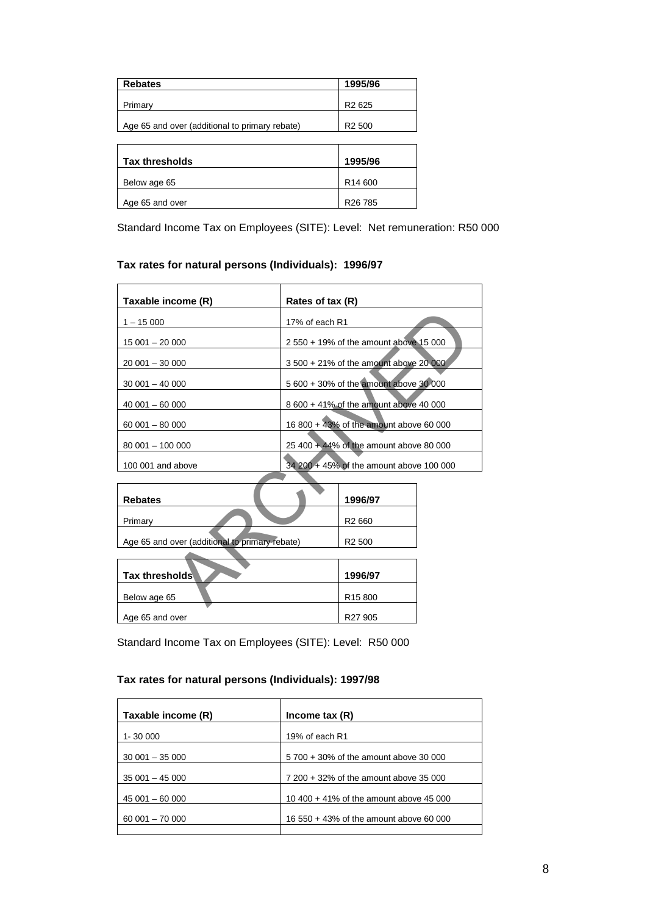| Rebates | 1995/96 |
|---|---|
| Primary | R2 625 |
| Age 65 and over (additional to primary rebate) | R2 500 |

| Tax thresholds | 1995/96 |
|---|---|
| Below age 65 | R14 600 |
| Age 65 and over | R26 785 |

Standard Income Tax on Employees (SITE): Level: Net remuneration: R50 000

**Tax rates for natural persons (Individuals): 1996/97**

| Taxable income (R) | Rates of tax (R) |
|---|---|
| 1 – 15 000 | 17% of each R1 |
| 15 001 – 20 000 | 2 550 + 19% of the amount above 15 000 |
| 20 001 – 30 000 | 3 500 + 21% of the amount above 20 000 |
| 30 001 – 40 000 | 5 600 + 30% of the amount above 30 000 |
| 40 001 – 60 000 | 8 600 + 41% of the amount above 40 000 |
| 60 001 – 80 000 | 16 800 + 43% of the amount above 60 000 |
| 80 001 – 100 000 | 25 400 + 44% of the amount above 80 000 |
| 100 001 and above | 34 200 + 45% of the amount above 100 000 |

| Rebates | 1996/97 |
|---|---|
| Primary | R2 660 |
| Age 65 and over (additional to primary rebate) | R2 500 |

| Tax thresholds | 1996/97 |
|---|---|
| Below age 65 | R15 800 |
| Age 65 and over | R27 905 |

Standard Income Tax on Employees (SITE): Level: R50 000

**Tax rates for natural persons (Individuals): 1997/98**

| Taxable income (R) | Income tax (R) |
|---|---|
| 1- 30 000 | 19% of each R1 |
| 30 001 – 35 000 | 5 700 + 30% of the amount above 30 000 |
| 35 001 – 45 000 | 7 200 + 32% of the amount above 35 000 |
| 45 001 – 60 000 | 10 400 + 41% of the amount above 45 000 |
| 60 001 – 70 000 | 16 550 + 43% of the amount above 60 000 |
| | |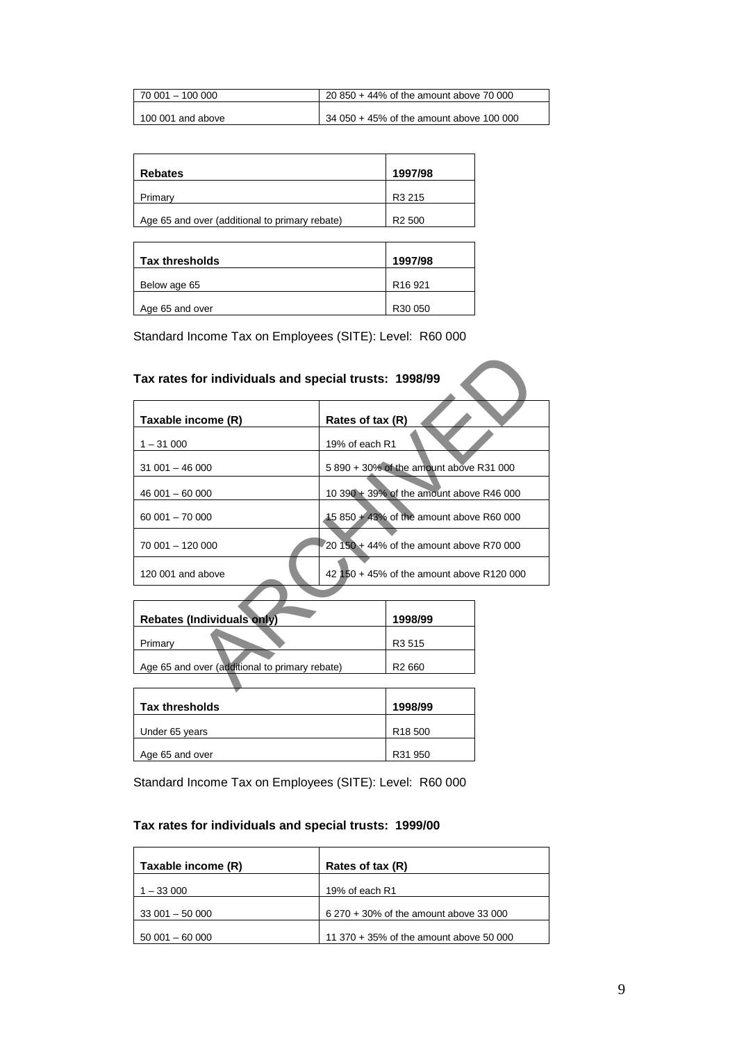| | |
|---|---|
| 70 001 – 100 000 | 20 850 + 44% of the amount above 70 000 |
| 100 001 and above | 34 050 + 45% of the amount above 100 000 |

| Rebates | 1997/98 |
|---|---|
| Primary | R3 215 |
| Age 65 and over (additional to primary rebate) | R2 500 |

| Tax thresholds | 1997/98 |
|---|---|
| Below age 65 | R16 921 |
| Age 65 and over | R30 050 |

Standard Income Tax on Employees (SITE): Level: R60 000

### Tax rates for individuals and special trusts: 1998/99

| Taxable income (R) | Rates of tax (R) |
|---|---|
| 1 – 31 000 | 19% of each R1 |
| 31 001 – 46 000 | 5 890 + 30% of the amount above R31 000 |
| 46 001 – 60 000 | 10 390 + 39% of the amount above R46 000 |
| 60 001 – 70 000 | 15 850 + 43% of the amount above R60 000 |
| 70 001 – 120 000 | 20 150 + 44% of the amount above R70 000 |
| 120 001 and above | 42 150 + 45% of the amount above R120 000 |

| Rebates (Individuals only) | 1998/99 |
|---|---|
| Primary | R3 515 |
| Age 65 and over (additional to primary rebate) | R2 660 |

| Tax thresholds | 1998/99 |
|---|---|
| Under 65 years | R18 500 |
| Age 65 and over | R31 950 |

Standard Income Tax on Employees (SITE): Level: R60 000

### Tax rates for individuals and special trusts: 1999/00

| Taxable income (R) | Rates of tax (R) |
|---|---|
| 1 – 33 000 | 19% of each R1 |
| 33 001 – 50 000 | 6 270 + 30% of the amount above 33 000 |
| 50 001 – 60 000 | 11 370 + 35% of the amount above 50 000 |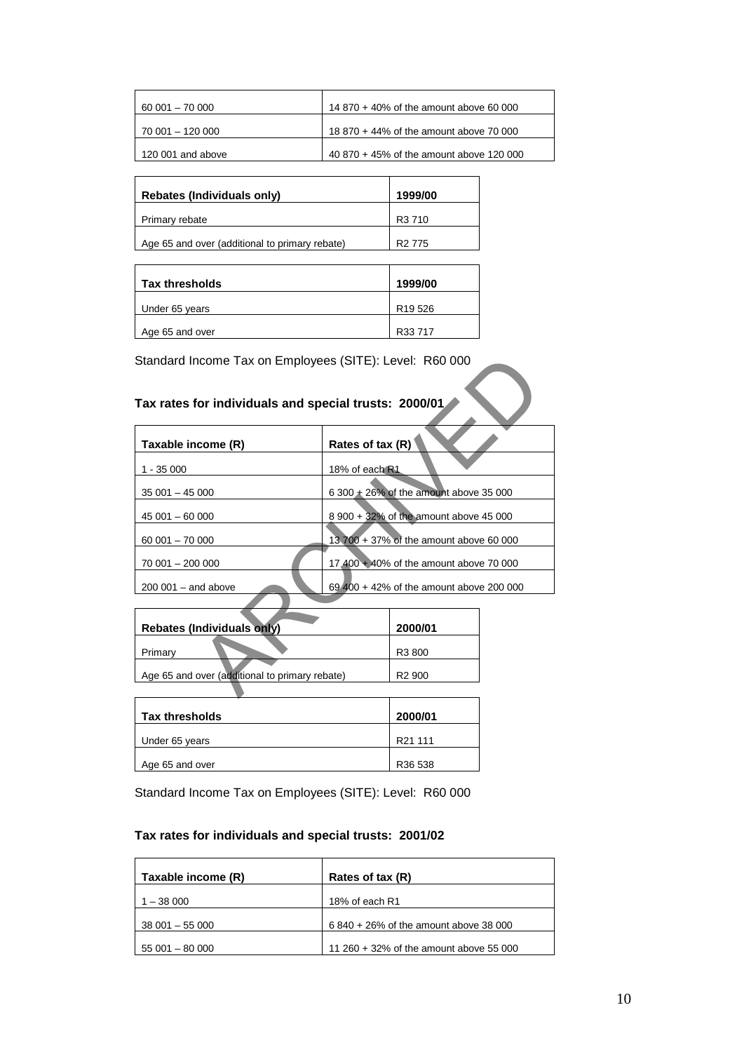| | |
|---|---|
| 60 001 – 70 000 | 14 870 + 40% of the amount above 60 000 |
| 70 001 – 120 000 | 18 870 + 44% of the amount above 70 000 |
| 120 001 and above | 40 870 + 45% of the amount above 120 000 |

| Rebates (Individuals only) | 1999/00 |
|---|---|
| Primary rebate | R3 710 |
| Age 65 and over (additional to primary rebate) | R2 775 |

| Tax thresholds | 1999/00 |
|---|---|
| Under 65 years | R19 526 |
| Age 65 and over | R33 717 |

Standard Income Tax on Employees (SITE): Level: R60 000

**Tax rates for individuals and special trusts: 2000/01**

| Taxable income (R) | Rates of tax (R) |
|---|---|
| 1 - 35 000 | 18% of each R1 |
| 35 001 – 45 000 | 6 300 + 26% of the amount above 35 000 |
| 45 001 – 60 000 | 8 900 + 32% of the amount above 45 000 |
| 60 001 – 70 000 | 13 700 + 37% of the amount above 60 000 |
| 70 001 – 200 000 | 17 400 + 40% of the amount above 70 000 |
| 200 001 – and above | 69 400 + 42% of the amount above 200 000 |

| Rebates (Individuals only) | 2000/01 |
|---|---|
| Primary | R3 800 |
| Age 65 and over (additional to primary rebate) | R2 900 |

| Tax thresholds | 2000/01 |
|---|---|
| Under 65 years | R21 111 |
| Age 65 and over | R36 538 |

Standard Income Tax on Employees (SITE): Level: R60 000

**Tax rates for individuals and special trusts: 2001/02**

| Taxable income (R) | Rates of tax (R) |
|---|---|
| 1 – 38 000 | 18% of each R1 |
| 38 001 – 55 000 | 6 840 + 26% of the amount above 38 000 |
| 55 001 – 80 000 | 11 260 + 32% of the amount above 55 000 |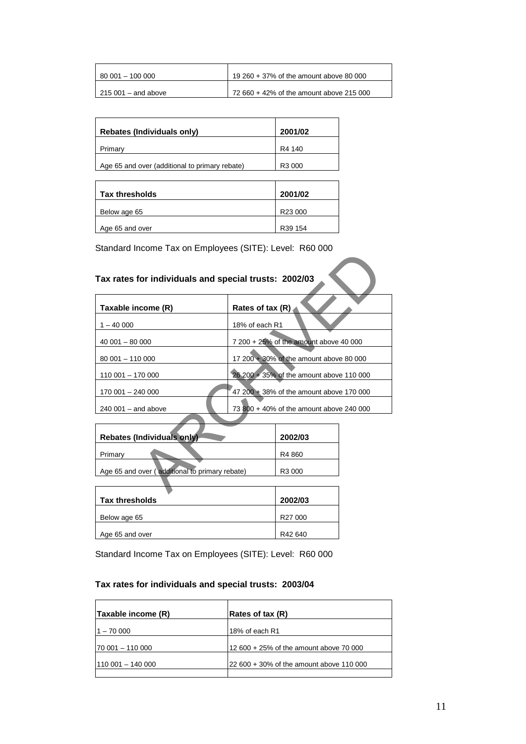| | |
|---|---|
| 80 001 – 100 000 | 19 260 + 37% of the amount above 80 000 |
| 215 001 – and above | 72 660 + 42% of the amount above 215 000 |

| Rebates (Individuals only) | 2001/02 |
|---|---|
| Primary | R4 140 |
| Age 65 and over (additional to primary rebate) | R3 000 |

| Tax thresholds | 2001/02 |
|---|---|
| Below age 65 | R23 000 |
| Age 65 and over | R39 154 |

Standard Income Tax on Employees (SITE): Level: R60 000

### Tax rates for individuals and special trusts: 2002/03

| Taxable income (R) | Rates of tax (R) |
|---|---|
| 1 – 40 000 | 18% of each R1 |
| 40 001 – 80 000 | 7 200 + 25% of the amount above 40 000 |
| 80 001 – 110 000 | 17 200 + 30% of the amount above 80 000 |
| 110 001 – 170 000 | 26 200 + 35% of the amount above 110 000 |
| 170 001 – 240 000 | 47 200 + 38% of the amount above 170 000 |
| 240 001 – and above | 73 800 + 40% of the amount above 240 000 |

| Rebates (Individuals only) | 2002/03 |
|---|---|
| Primary | R4 860 |
| Age 65 and over ( additional to primary rebate) | R3 000 |

| Tax thresholds | 2002/03 |
|---|---|
| Below age 65 | R27 000 |
| Age 65 and over | R42 640 |

Standard Income Tax on Employees (SITE): Level: R60 000

### Tax rates for individuals and special trusts: 2003/04

| Taxable income (R) | Rates of tax (R) |
|---|---|
| 1 – 70 000 | 18% of each R1 |
| 70 001 – 110 000 | 12 600 + 25% of the amount above 70 000 |
| 110 001 – 140 000 | 22 600 + 30% of the amount above 110 000 |
| | |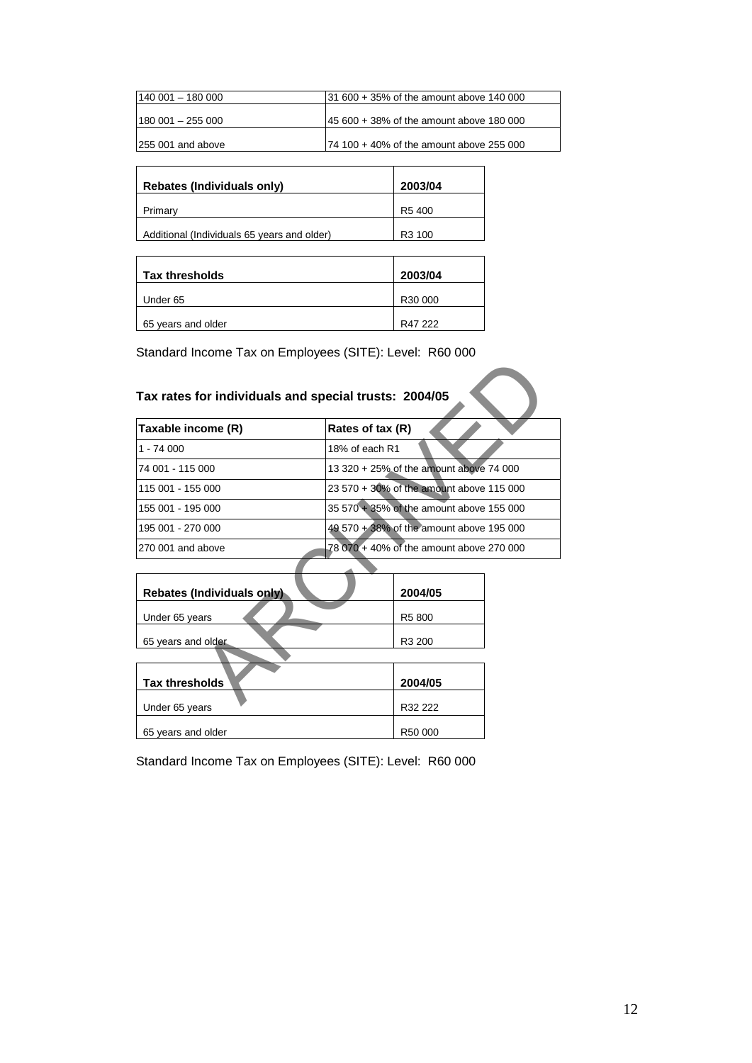| | |
|---|---|
| 140 001 – 180 000 | 31 600 + 35% of the amount above 140 000 |
| 180 001 – 255 000 | 45 600 + 38% of the amount above 180 000 |
| 255 001 and above | 74 100 + 40% of the amount above 255 000 |

| Rebates (Individuals only) | 2003/04 |
|---|---|
| Primary | R5 400 |
| Additional (Individuals 65 years and older) | R3 100 |

| Tax thresholds | 2003/04 |
|---|---|
| Under 65 | R30 000 |
| 65 years and older | R47 222 |

Standard Income Tax on Employees (SITE): Level: R60 000

### Tax rates for individuals and special trusts: 2004/05

| Taxable income (R) | Rates of tax (R) |
|---|---|
| 1 - 74 000 | 18% of each R1 |
| 74 001 - 115 000 | 13 320 + 25% of the amount above 74 000 |
| 115 001 - 155 000 | 23 570 + 30% of the amount above 115 000 |
| 155 001 - 195 000 | 35 570 + 35% of the amount above 155 000 |
| 195 001 - 270 000 | 49 570 + 38% of the amount above 195 000 |
| 270 001 and above | 78 070 + 40% of the amount above 270 000 |

| Rebates (Individuals only) | 2004/05 |
|---|---|
| Under 65 years | R5 800 |
| 65 years and older | R3 200 |

| Tax thresholds | 2004/05 |
|---|---|
| Under 65 years | R32 222 |
| 65 years and older | R50 000 |

Standard Income Tax on Employees (SITE): Level: R60 000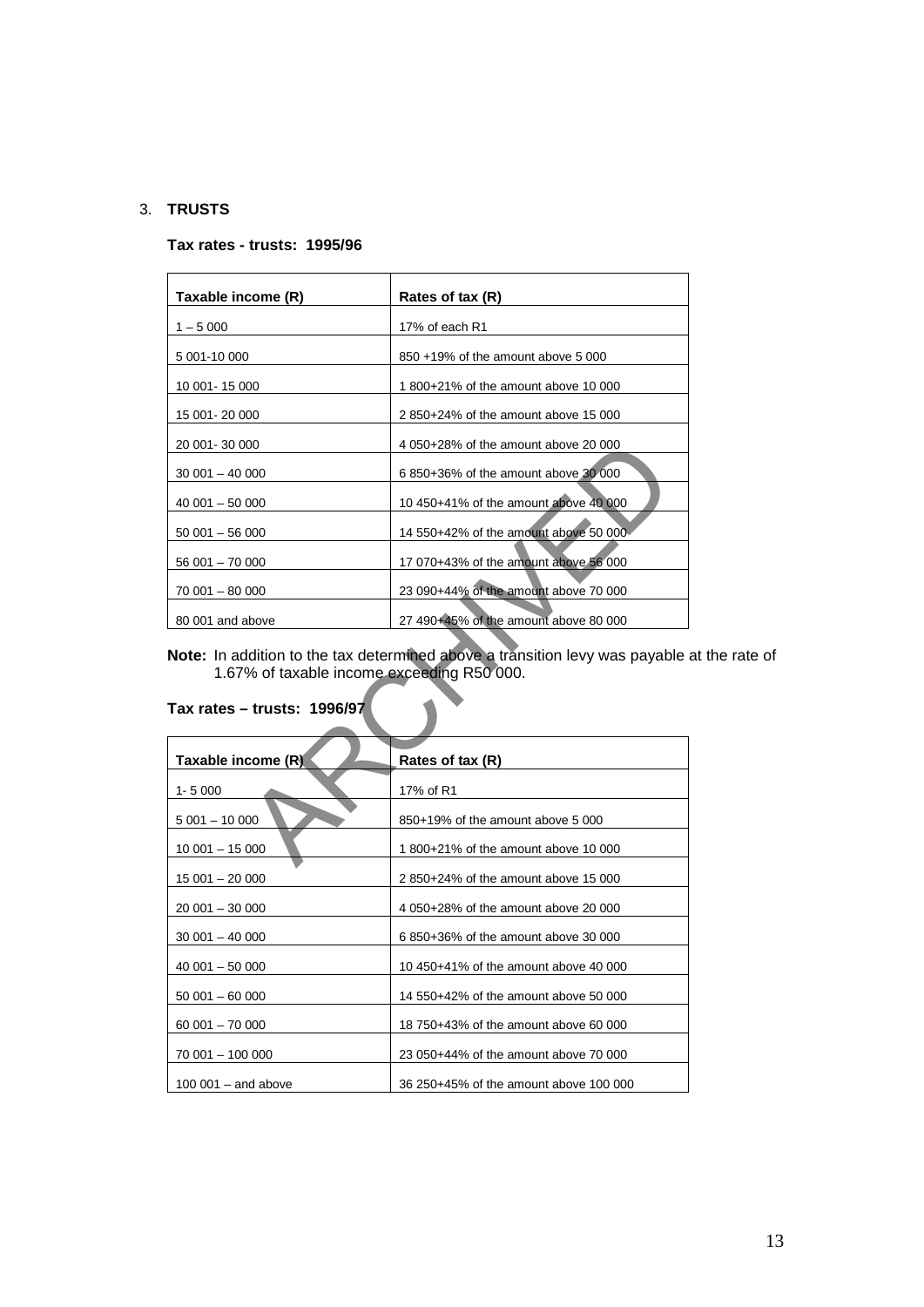3. **TRUSTS**

**Tax rates - trusts: 1995/96**

| Taxable income (R) | Rates of tax (R) |
|---|---|
| 1 – 5 000 | 17% of each R1 |
| 5 001-10 000 | 850 +19% of the amount above 5 000 |
| 10 001- 15 000 | 1 800+21% of the amount above 10 000 |
| 15 001- 20 000 | 2 850+24% of the amount above 15 000 |
| 20 001- 30 000 | 4 050+28% of the amount above 20 000 |
| 30 001 – 40 000 | 6 850+36% of the amount above 30 000 |
| 40 001 – 50 000 | 10 450+41% of the amount above 40 000 |
| 50 001 – 56 000 | 14 550+42% of the amount above 50 000 |
| 56 001 – 70 000 | 17 070+43% of the amount above 56 000 |
| 70 001 – 80 000 | 23 090+44% of the amount above 70 000 |
| 80 001 and above | 27 490+45% of the amount above 80 000 |

**Note:** In addition to the tax determined above a transition levy was payable at the rate of 1.67% of taxable income exceeding R50 000.

**Tax rates – trusts: 1996/97**

| Taxable income (R) | Rates of tax (R) |
|---|---|
| 1- 5 000 | 17% of R1 |
| 5 001 – 10 000 | 850+19% of the amount above 5 000 |
| 10 001 – 15 000 | 1 800+21% of the amount above 10 000 |
| 15 001 – 20 000 | 2 850+24% of the amount above 15 000 |
| 20 001 – 30 000 | 4 050+28% of the amount above 20 000 |
| 30 001 – 40 000 | 6 850+36% of the amount above 30 000 |
| 40 001 – 50 000 | 10 450+41% of the amount above 40 000 |
| 50 001 – 60 000 | 14 550+42% of the amount above 50 000 |
| 60 001 – 70 000 | 18 750+43% of the amount above 60 000 |
| 70 001 – 100 000 | 23 050+44% of the amount above 70 000 |
| 100 001 – and above | 36 250+45% of the amount above 100 000 |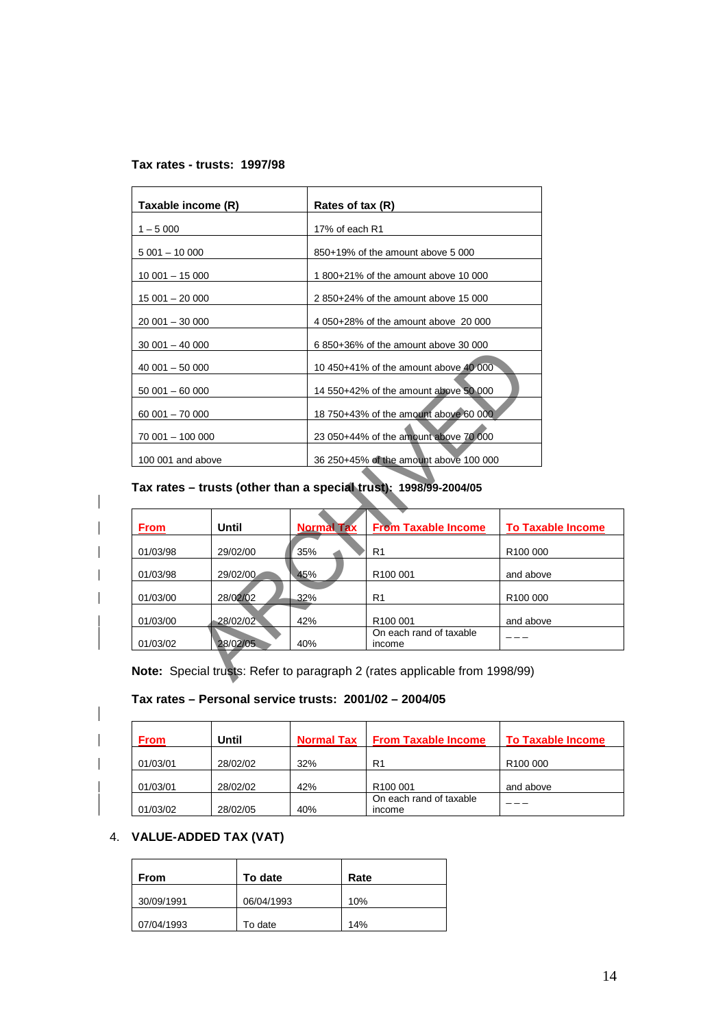**Tax rates - trusts: 1997/98**

| Taxable income (R) | Rates of tax (R) |
|---|---|
| 1 – 5 000 | 17% of each R1 |
| 5 001 – 10 000 | 850+19% of the amount above 5 000 |
| 10 001 – 15 000 | 1 800+21% of the amount above 10 000 |
| 15 001 – 20 000 | 2 850+24% of the amount above 15 000 |
| 20 001 – 30 000 | 4 050+28% of the amount above 20 000 |
| 30 001 – 40 000 | 6 850+36% of the amount above 30 000 |
| 40 001 – 50 000 | 10 450+41% of the amount above 40 000 |
| 50 001 – 60 000 | 14 550+42% of the amount above 50 000 |
| 60 001 – 70 000 | 18 750+43% of the amount above 60 000 |
| 70 001 – 100 000 | 23 050+44% of the amount above 70 000 |
| 100 001 and above | 36 250+45% of the amount above 100 000 |

**Tax rates – trusts (other than a special trust): 1998/99-2004/05**

| From | Until | Normal Tax | From Taxable Income | To Taxable Income |
|---|---|---|---|---|
| 01/03/98 | 29/02/00 | 35% | R1 | R100 000 |
| 01/03/98 | 29/02/00 | 45% | R100 001 | and above |
| 01/03/00 | 28/02/02 | 32% | R1 | R100 000 |
| 01/03/00 | 28/02/02 | 42% | R100 001 | and above |
| 01/03/02 | 28/02/05 | 40% | On each rand of taxable income | ––– |

**Note:** Special trusts: Refer to paragraph 2 (rates applicable from 1998/99)

**Tax rates – Personal service trusts: 2001/02 – 2004/05**

| From | Until | Normal Tax | From Taxable Income | To Taxable Income |
|---|---|---|---|---|
| 01/03/01 | 28/02/02 | 32% | R1 | R100 000 |
| 01/03/01 | 28/02/02 | 42% | R100 001 | and above |
| 01/03/02 | 28/02/05 | 40% | On each rand of taxable income | ––– |

## 4. VALUE-ADDED TAX (VAT)

| From | To date | Rate |
|---|---|---|
| 30/09/1991 | 06/04/1993 | 10% |
| 07/04/1993 | To date | 14% |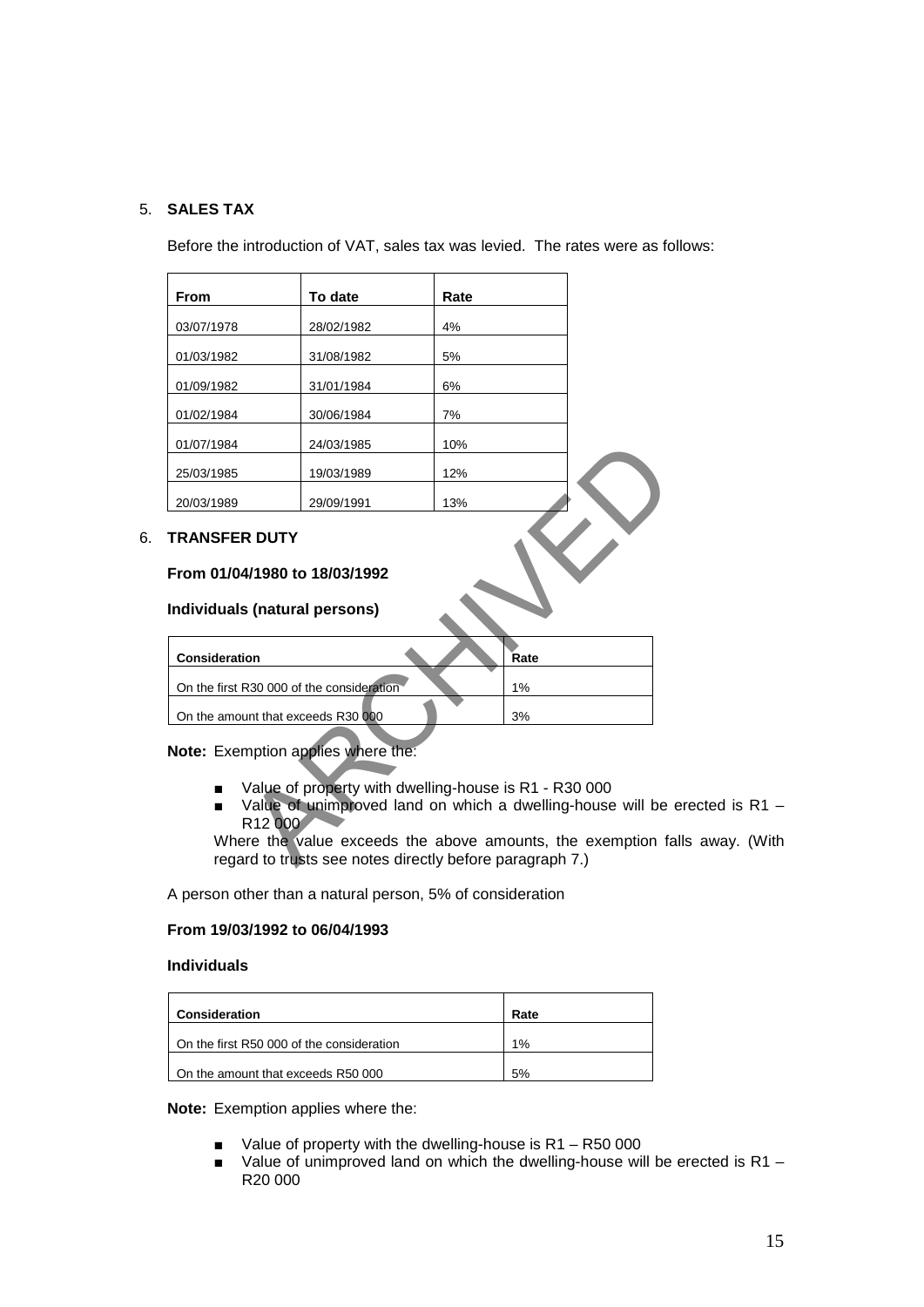5. **SALES TAX**

Before the introduction of VAT, sales tax was levied. The rates were as follows:

| From | To date | Rate |
|---|---|---|
| 03/07/1978 | 28/02/1982 | 4% |
| 01/03/1982 | 31/08/1982 | 5% |
| 01/09/1982 | 31/01/1984 | 6% |
| 01/02/1984 | 30/06/1984 | 7% |
| 01/07/1984 | 24/03/1985 | 10% |
| 25/03/1985 | 19/03/1989 | 12% |
| 20/03/1989 | 29/09/1991 | 13% |

6. **TRANSFER DUTY**

**From 01/04/1980 to 18/03/1992**

**Individuals (natural persons)**

| Consideration | Rate |
|---|---|
| On the first R30 000 of the consideration | 1% |
| On the amount that exceeds R30 000 | 3% |

**Note:** Exemption applies where the:

- Value of property with dwelling-house is R1 - R30 000
- Value of unimproved land on which a dwelling-house will be erected is R1 – R12 000

Where the value exceeds the above amounts, the exemption falls away. (With regard to trusts see notes directly before paragraph 7.)

A person other than a natural person, 5% of consideration

**From 19/03/1992 to 06/04/1993**

**Individuals**

| Consideration | Rate |
|---|---|
| On the first R50 000 of the consideration | 1% |
| On the amount that exceeds R50 000 | 5% |

**Note:** Exemption applies where the:

- Value of property with the dwelling-house is R1 – R50 000
- Value of unimproved land on which the dwelling-house will be erected is R1 – R20 000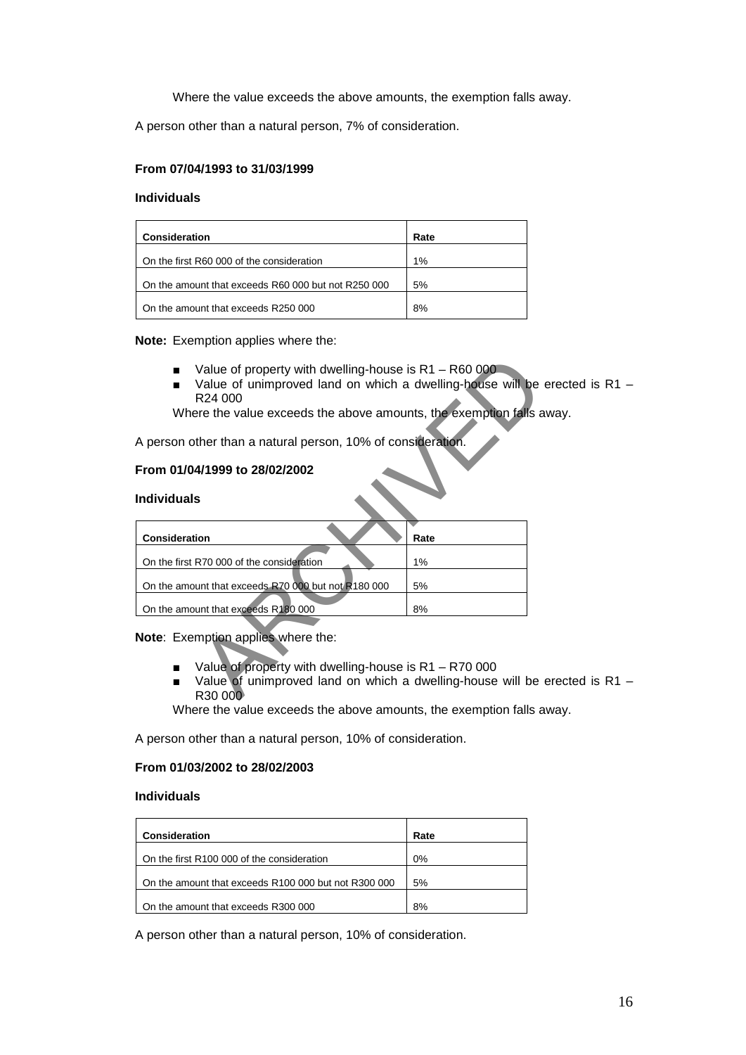Where the value exceeds the above amounts, the exemption falls away.

A person other than a natural person, 7% of consideration.

**From 07/04/1993 to 31/03/1999**

**Individuals**

| Consideration | Rate |
|---|---|
| On the first R60 000 of the consideration | 1% |
| On the amount that exceeds R60 000 but not R250 000 | 5% |
| On the amount that exceeds R250 000 | 8% |

**Note:** Exemption applies where the:

- Value of property with dwelling-house is R1 – R60 000
- Value of unimproved land on which a dwelling-house will be erected is R1 – R24 000

Where the value exceeds the above amounts, the exemption falls away.

A person other than a natural person, 10% of consideration.

**From 01/04/1999 to 28/02/2002**

**Individuals**

| Consideration | Rate |
|---|---|
| On the first R70 000 of the consideration | 1% |
| On the amount that exceeds R70 000 but not R180 000 | 5% |
| On the amount that exceeds R180 000 | 8% |

**Note**: Exemption applies where the:

- Value of property with dwelling-house is R1 – R70 000
- Value of unimproved land on which a dwelling-house will be erected is R1 – R30 000

Where the value exceeds the above amounts, the exemption falls away.

A person other than a natural person, 10% of consideration.

**From 01/03/2002 to 28/02/2003**

**Individuals**

| Consideration | Rate |
|---|---|
| On the first R100 000 of the consideration | 0% |
| On the amount that exceeds R100 000 but not R300 000 | 5% |
| On the amount that exceeds R300 000 | 8% |

A person other than a natural person, 10% of consideration.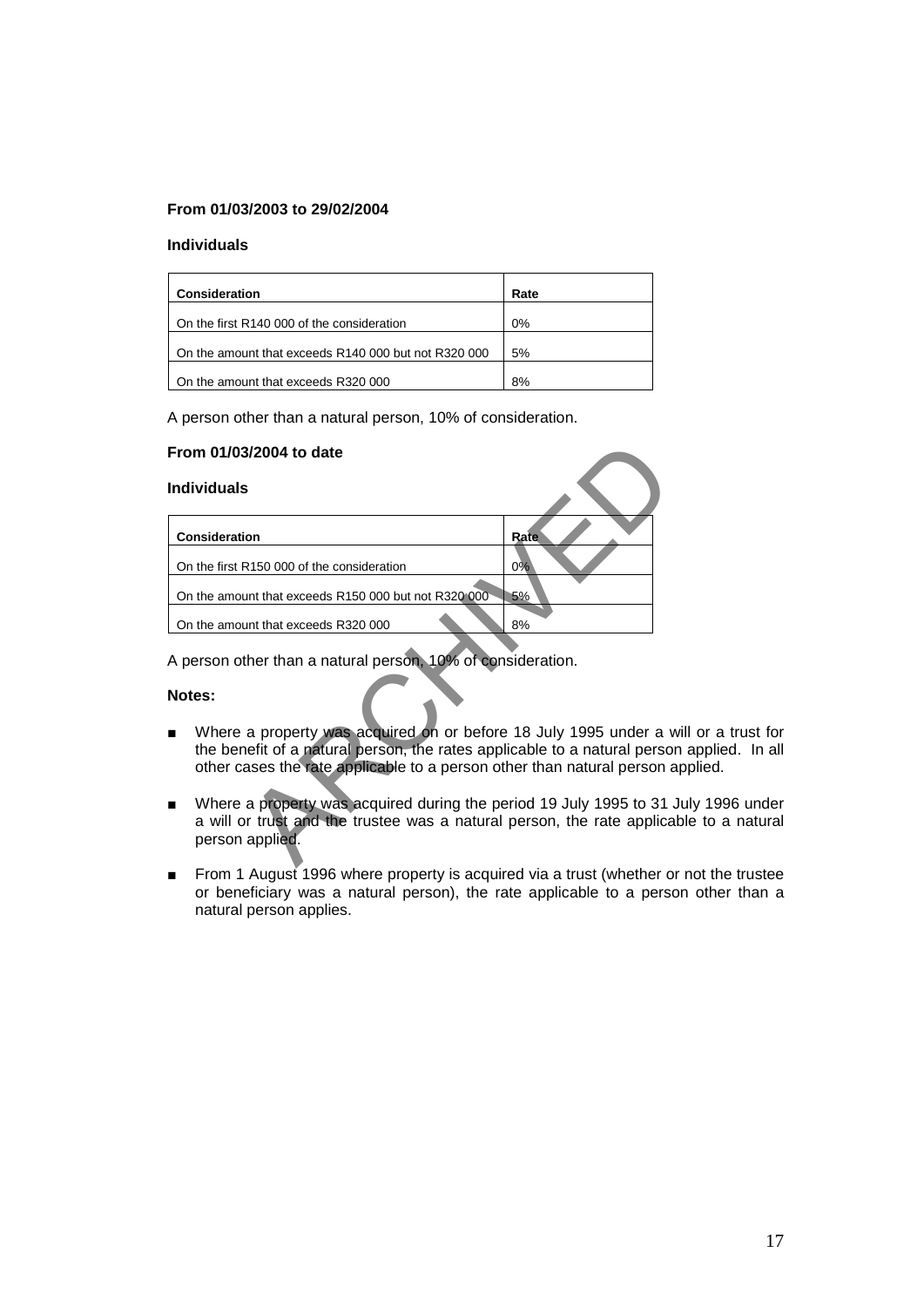**From 01/03/2003 to 29/02/2004**

**Individuals**

| Consideration | Rate |
|---|---|
| On the first R140 000 of the consideration | 0% |
| On the amount that exceeds R140 000 but not R320 000 | 5% |
| On the amount that exceeds R320 000 | 8% |

A person other than a natural person, 10% of consideration.

**From 01/03/2004 to date**

**Individuals**

| Consideration | Rate |
|---|---|
| On the first R150 000 of the consideration | 0% |
| On the amount that exceeds R150 000 but not R320 000 | 5% |
| On the amount that exceeds R320 000 | 8% |

A person other than a natural person, 10% of consideration.

**Notes:**

- Where a property was acquired on or before 18 July 1995 under a will or a trust for the benefit of a natural person, the rates applicable to a natural person applied. In all other cases the rate applicable to a person other than natural person applied.
- Where a property was acquired during the period 19 July 1995 to 31 July 1996 under a will or trust and the trustee was a natural person, the rate applicable to a natural person applied.
- From 1 August 1996 where property is acquired via a trust (whether or not the trustee or beneficiary was a natural person), the rate applicable to a person other than a natural person applies.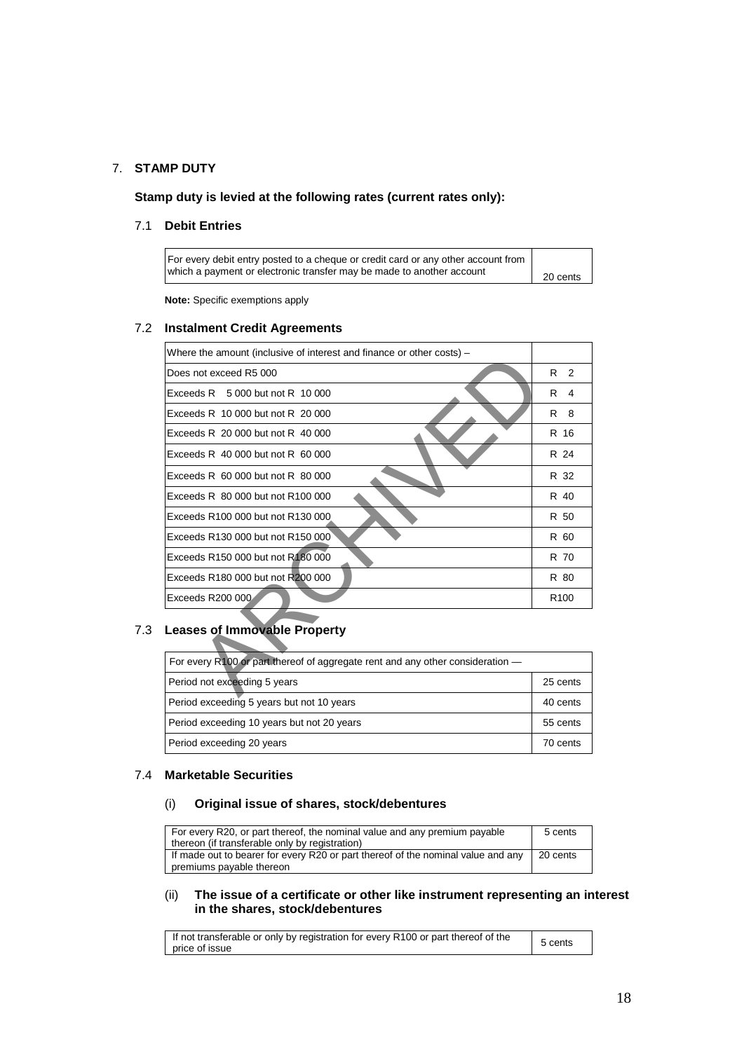## 7. STAMP DUTY

**Stamp duty is levied at the following rates (current rates only):**

### 7.1 Debit Entries

| For every debit entry posted to a cheque or credit card or any other account from which a payment or electronic transfer may be made to another account | 20 cents |
|---|---|

**Note:** Specific exemptions apply

### 7.2 Instalment Credit Agreements

| Where the amount (inclusive of interest and finance or other costs) – | |
|---|---|
| Does not exceed R5 000 | R 2 |
| Exceeds R 5 000 but not R 10 000 | R 4 |
| Exceeds R 10 000 but not R 20 000 | R 8 |
| Exceeds R 20 000 but not R 40 000 | R 16 |
| Exceeds R 40 000 but not R 60 000 | R 24 |
| Exceeds R 60 000 but not R 80 000 | R 32 |
| Exceeds R 80 000 but not R100 000 | R 40 |
| Exceeds R100 000 but not R130 000 | R 50 |
| Exceeds R130 000 but not R150 000 | R 60 |
| Exceeds R150 000 but not R180 000 | R 70 |
| Exceeds R180 000 but not R200 000 | R 80 |
| Exceeds R200 000 | R100 |

### 7.3 Leases of Immovable Property

| For every R100 or part thereof of aggregate rent and any other consideration — | |
|---|---|
| Period not exceeding 5 years | 25 cents |
| Period exceeding 5 years but not 10 years | 40 cents |
| Period exceeding 10 years but not 20 years | 55 cents |
| Period exceeding 20 years | 70 cents |

### 7.4 Marketable Securities

#### (i) Original issue of shares, stock/debentures

| For every R20, or part thereof, the nominal value and any premium payable thereon (if transferable only by registration) | 5 cents |
|---|---|
| If made out to bearer for every R20 or part thereof of the nominal value and any premiums payable thereon | 20 cents |

#### (ii) The issue of a certificate or other like instrument representing an interest in the shares, stock/debentures

| If not transferable or only by registration for every R100 or part thereof of the price of issue | 5 cents |
|---|---|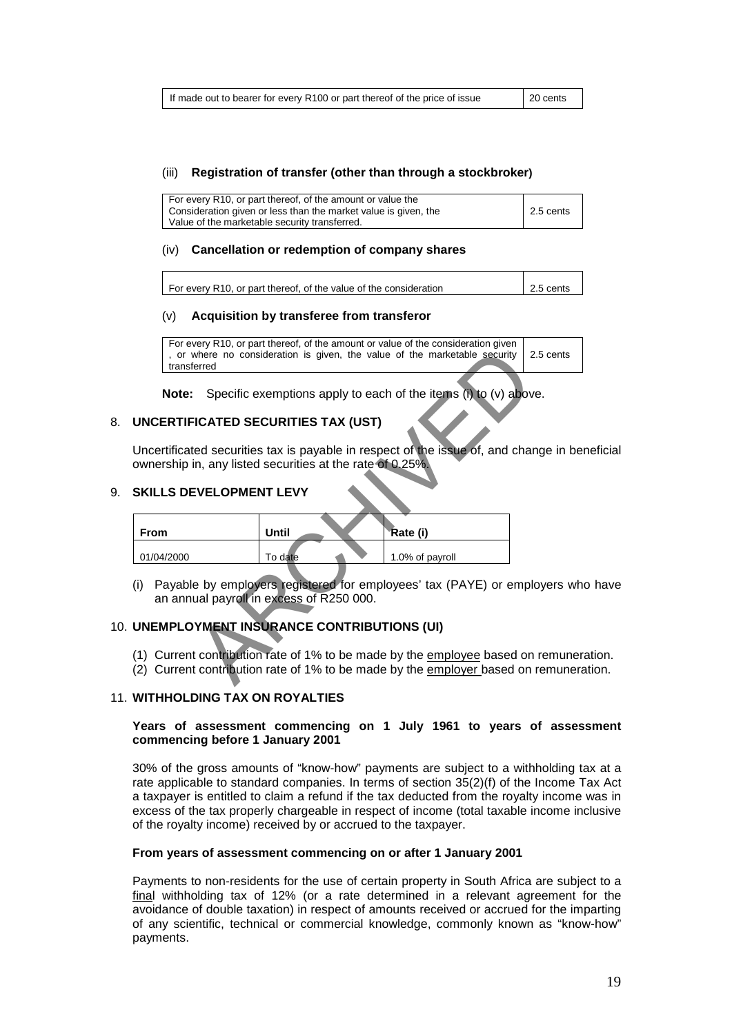| If made out to bearer for every R100 or part thereof of the price of issue | 20 cents |
|---|---|

(iii) **Registration of transfer (other than through a stockbroker)**

| For every R10, or part thereof, of the amount or value the Consideration given or less than the market value is given, the Value of the marketable security transferred. | 2.5 cents |
|---|---|

(iv) **Cancellation or redemption of company shares**

| For every R10, or part thereof, of the value of the consideration | 2.5 cents |
|---|---|

(v) **Acquisition by transferee from transferor**

| For every R10, or part thereof, of the amount or value of the consideration given , or where no consideration is given, the value of the marketable security transferred | 2.5 cents |
|---|---|

**Note:** Specific exemptions apply to each of the items (i) to (v) above.

## 8. UNCERTIFICATED SECURITIES TAX (UST)

Uncertificated securities tax is payable in respect of the issue of, and change in beneficial ownership in, any listed securities at the rate of 0.25%.

## 9. SKILLS DEVELOPMENT LEVY

| From | Until | Rate (i) |
|---|---|---|
| 01/04/2000 | To date | 1.0% of payroll |

(i) Payable by employers registered for employees' tax (PAYE) or employers who have an annual payroll in excess of R250 000.

## 10. UNEMPLOYMENT INSURANCE CONTRIBUTIONS (UI)

(1) Current contribution rate of 1% to be made by the employee based on remuneration.
(2) Current contribution rate of 1% to be made by the employer based on remuneration.

## 11. WITHHOLDING TAX ON ROYALTIES

**Years of assessment commencing on 1 July 1961 to years of assessment commencing before 1 January 2001**

30% of the gross amounts of "know-how" payments are subject to a withholding tax at a rate applicable to standard companies. In terms of section 35(2)(f) of the Income Tax Act a taxpayer is entitled to claim a refund if the tax deducted from the royalty income was in excess of the tax properly chargeable in respect of income (total taxable income inclusive of the royalty income) received by or accrued to the taxpayer.

**From years of assessment commencing on or after 1 January 2001**

Payments to non-residents for the use of certain property in South Africa are subject to a final withholding tax of 12% (or a rate determined in a relevant agreement for the avoidance of double taxation) in respect of amounts received or accrued for the imparting of any scientific, technical or commercial knowledge, commonly known as "know-how" payments.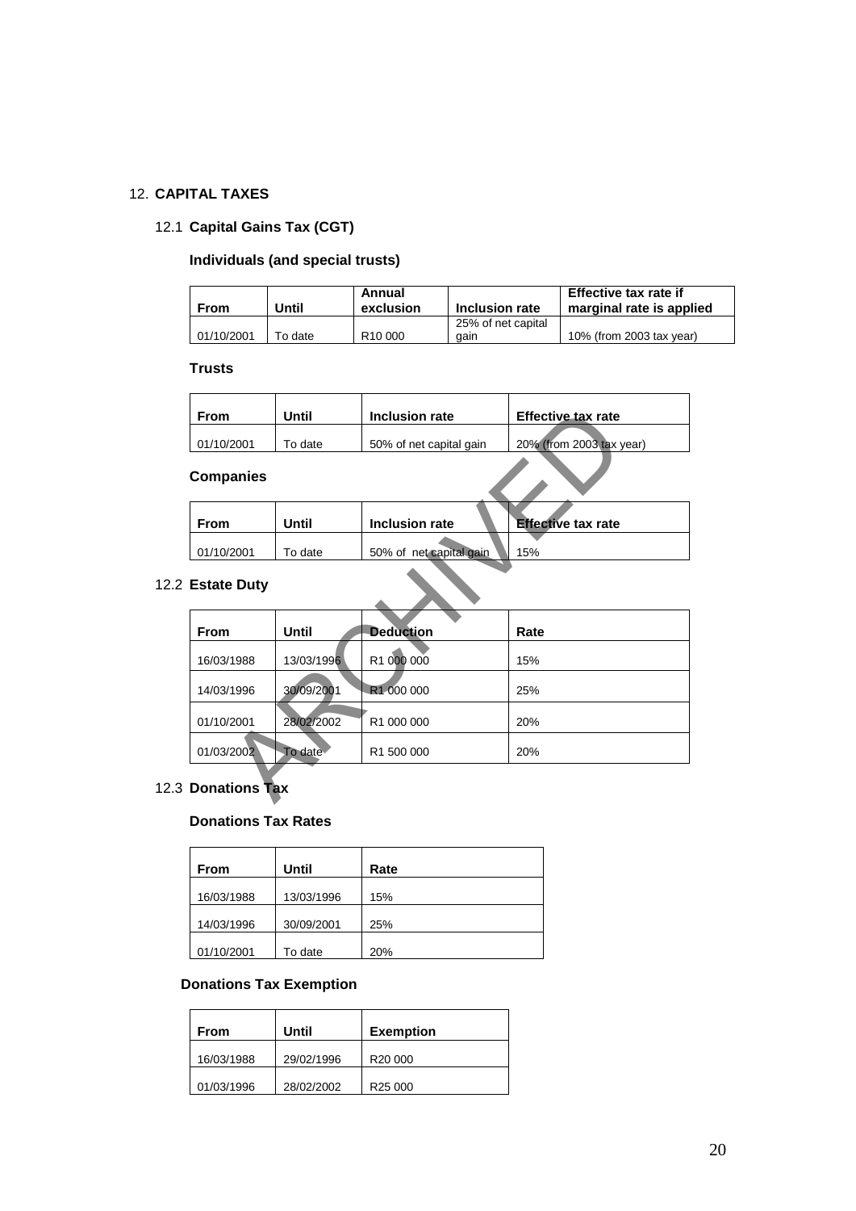## 12. CAPITAL TAXES

### 12.1 Capital Gains Tax (CGT)

**Individuals (and special trusts)**

| From | Until | Annual exclusion | Inclusion rate | Effective tax rate if marginal rate is applied |
|---|---|---|---|---|
| 01/10/2001 | To date | R10 000 | 25% of net capital gain | 10% (from 2003 tax year) |

**Trusts**

| From | Until | Inclusion rate | Effective tax rate |
|---|---|---|---|
| 01/10/2001 | To date | 50% of net capital gain | 20% (from 2003 tax year) |

**Companies**

| From | Until | Inclusion rate | Effective tax rate |
|---|---|---|---|
| 01/10/2001 | To date | 50% of net capital gain | 15% |

### 12.2 Estate Duty

| From | Until | Deduction | Rate |
|---|---|---|---|
| 16/03/1988 | 13/03/1996 | R1 000 000 | 15% |
| 14/03/1996 | 30/09/2001 | R1 000 000 | 25% |
| 01/10/2001 | 28/02/2002 | R1 000 000 | 20% |
| 01/03/2002 | To date | R1 500 000 | 20% |

### 12.3 Donations Tax

**Donations Tax Rates**

| From | Until | Rate |
|---|---|---|
| 16/03/1988 | 13/03/1996 | 15% |
| 14/03/1996 | 30/09/2001 | 25% |
| 01/10/2001 | To date | 20% |

**Donations Tax Exemption**

| From | Until | Exemption |
|---|---|---|
| 16/03/1988 | 29/02/1996 | R20 000 |
| 01/03/1996 | 28/02/2002 | R25 000 |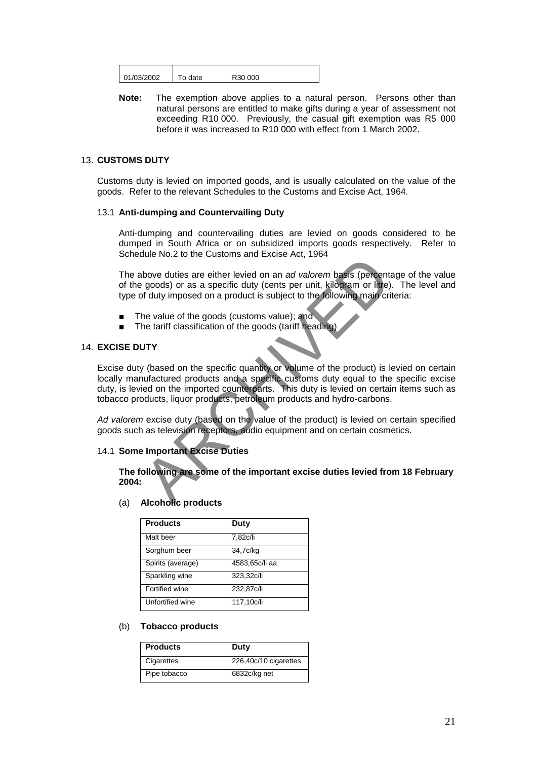| 01/03/2002 | To date | R30 000 |
|---|---|---|

**Note:** The exemption above applies to a natural person. Persons other than natural persons are entitled to make gifts during a year of assessment not exceeding R10 000. Previously, the casual gift exemption was R5 000 before it was increased to R10 000 with effect from 1 March 2002.

## 13. CUSTOMS DUTY

Customs duty is levied on imported goods, and is usually calculated on the value of the goods. Refer to the relevant Schedules to the Customs and Excise Act, 1964.

### 13.1 Anti-dumping and Countervailing Duty

Anti-dumping and countervailing duties are levied on goods considered to be dumped in South Africa or on subsidized imports goods respectively. Refer to Schedule No.2 to the Customs and Excise Act, 1964

The above duties are either levied on an *ad valorem* basis (percentage of the value of the goods) or as a specific duty (cents per unit, kilogram or litre). The level and type of duty imposed on a product is subject to the following main criteria:

- The value of the goods (customs value); and
- The tariff classification of the goods (tariff heading)

## 14. EXCISE DUTY

Excise duty (based on the specific quantity or volume of the product) is levied on certain locally manufactured products and a specific customs duty equal to the specific excise duty, is levied on the imported counterparts. This duty is levied on certain items such as tobacco products, liquor products, petroleum products and hydro-carbons.

*Ad valorem* excise duty (based on the value of the product) is levied on certain specified goods such as television receptors, audio equipment and on certain cosmetics.

### 14.1 Some Important Excise Duties

**The following are some of the important excise duties levied from 18 February 2004:**

(a) **Alcoholic products**

| Products | Duty |
|---|---|
| Malt beer | 7,82c/li |
| Sorghum beer | 34,7c/kg |
| Spirits (average) | 4583,65c/li aa |
| Sparkling wine | 323,32c/li |
| Fortified wine | 232,87c/li |
| Unfortified wine | 117,10c/li |

(b) **Tobacco products**

| Products | Duty |
|---|---|
| Cigarettes | 226,40c/10 cigarettes |
| Pipe tobacco | 6832c/kg net |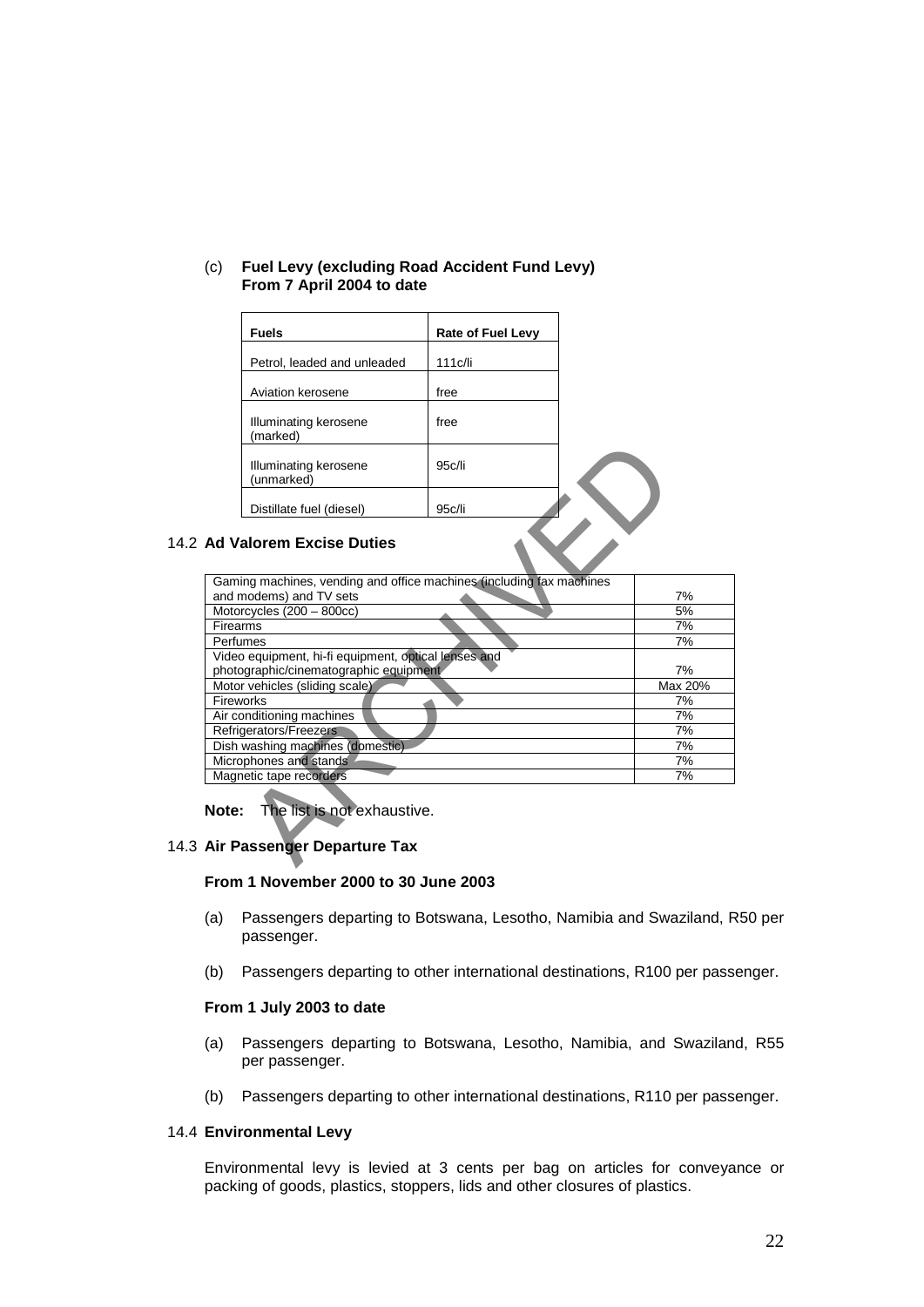(c) **Fuel Levy (excluding Road Accident Fund Levy) From 7 April 2004 to date**

| Fuels | Rate of Fuel Levy |
|---|---|
| Petrol, leaded and unleaded | 111c/li |
| Aviation kerosene | free |
| Illuminating kerosene (marked) | free |
| Illuminating kerosene (unmarked) | 95c/li |
| Distillate fuel (diesel) | 95c/li |

## 14.2 Ad Valorem Excise Duties

| | |
|---|---|
| Gaming machines, vending and office machines (including fax machines and modems) and TV sets | 7% |
| Motorcycles (200 – 800cc) | 5% |
| Firearms | 7% |
| Perfumes | 7% |
| Video equipment, hi-fi equipment, optical lenses and photographic/cinematographic equipment | 7% |
| Motor vehicles (sliding scale) | Max 20% |
| Fireworks | 7% |
| Air conditioning machines | 7% |
| Refrigerators/Freezers | 7% |
| Dish washing machines (domestic) | 7% |
| Microphones and stands | 7% |
| Magnetic tape recorders | 7% |

**Note:** The list is not exhaustive.

## 14.3 Air Passenger Departure Tax

**From 1 November 2000 to 30 June 2003**

(a) Passengers departing to Botswana, Lesotho, Namibia and Swaziland, R50 per passenger.

(b) Passengers departing to other international destinations, R100 per passenger.

**From 1 July 2003 to date**

(a) Passengers departing to Botswana, Lesotho, Namibia, and Swaziland, R55 per passenger.

(b) Passengers departing to other international destinations, R110 per passenger.

## 14.4 Environmental Levy

Environmental levy is levied at 3 cents per bag on articles for conveyance or packing of goods, plastics, stoppers, lids and other closures of plastics.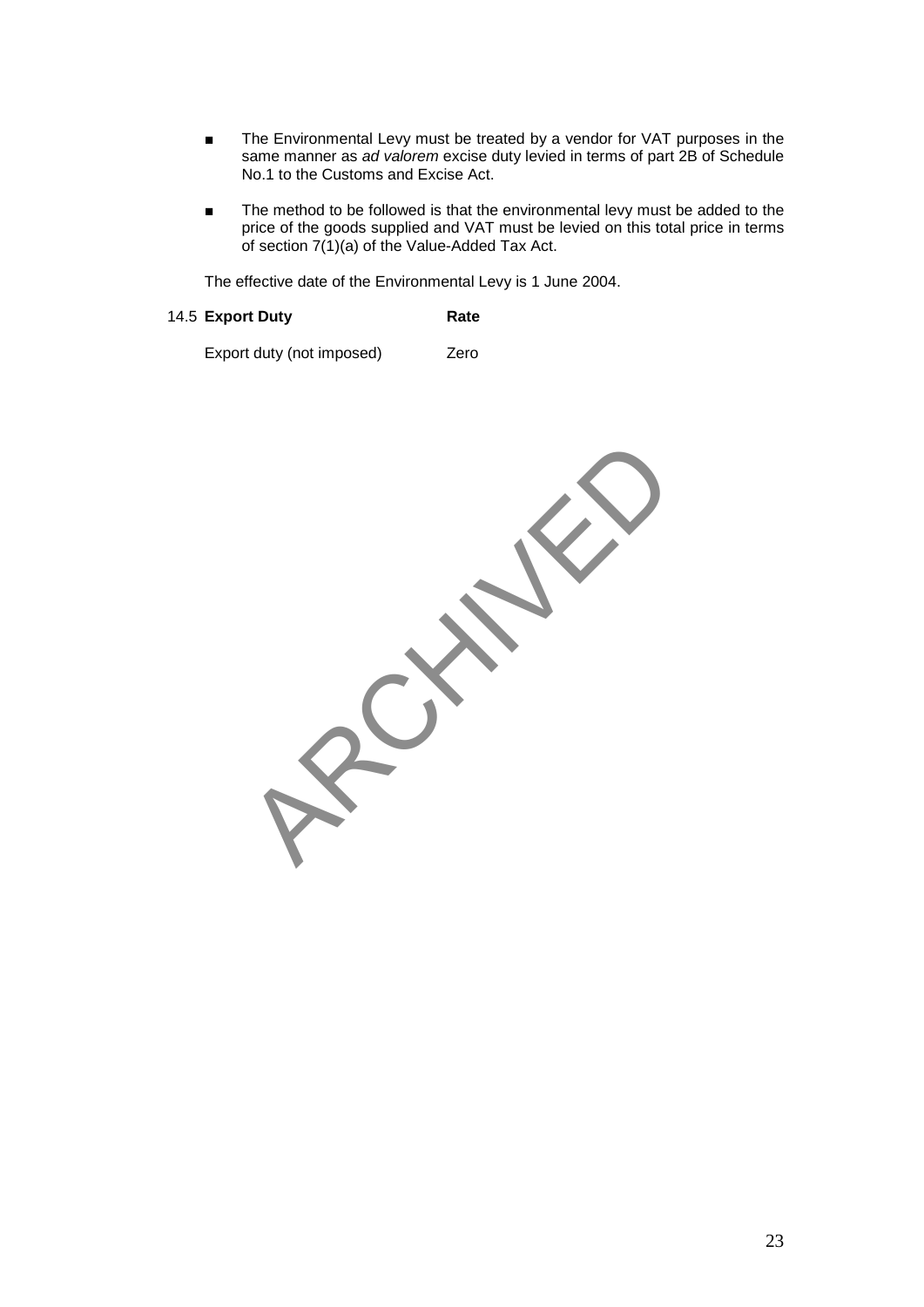- The Environmental Levy must be treated by a vendor for VAT purposes in the same manner as *ad valorem* excise duty levied in terms of part 2B of Schedule No.1 to the Customs and Excise Act.
- The method to be followed is that the environmental levy must be added to the price of the goods supplied and VAT must be levied on this total price in terms of section 7(1)(a) of the Value-Added Tax Act.

The effective date of the Environmental Levy is 1 June 2004.

### 14.5 Export Duty

| | |
|---|---|
| **Export Duty** | **Rate** |
| Export duty (not imposed) | Zero |

ARCHIVED